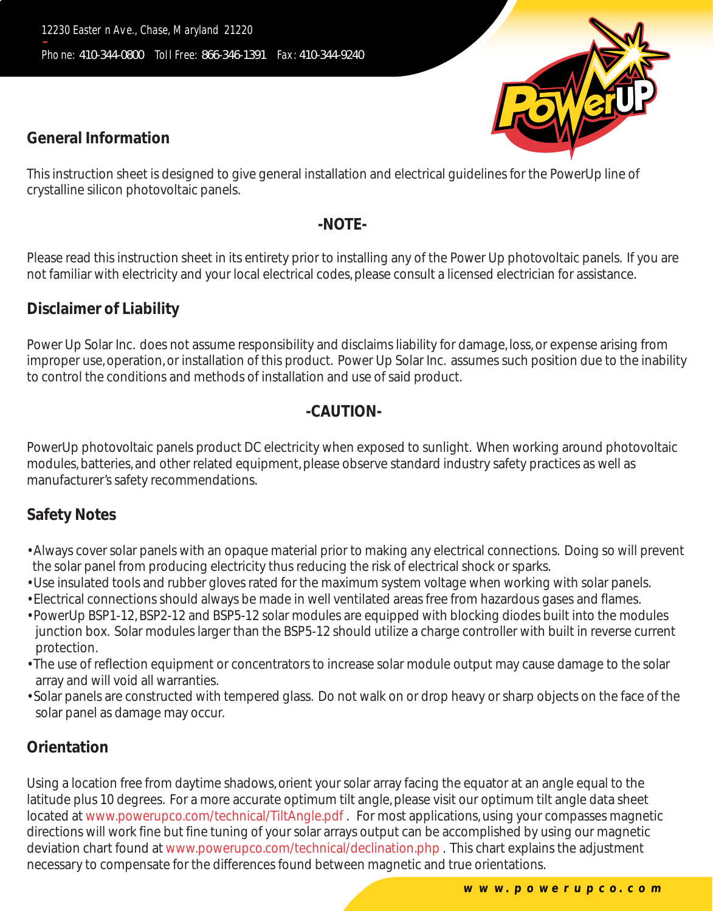12230 Eastern Ave., Chase, Maryland 21220

Phone: 410-344-0800 Toll Free: 866-346-1391 Fax: 410-344-9240

## General Information

This instruction sheet is designed to give general installation and electrical guidelines for the PowerUp line of crystalline silicon photovoltaic panels.

**-NOTE-**

Please read this instruction sheet in its entirety prior to installing any of the Power Up photovoltaic panels. If you are not familiar with electricity and your local electrical codes, please consult a licensed electrician for assistance.

## Disclaimer of Liability

Power Up Solar Inc. does not assume responsibility and disclaims liability for damage, loss, or expense arising from improper use, operation, or installation of this product. Power Up Solar Inc. assumes such position due to the inability to control the conditions and methods of installation and use of said product.

**-CAUTION-**

PowerUp photovoltaic panels product DC electricity when exposed to sunlight. When working around photovoltaic modules, batteries, and other related equipment, please observe standard industry safety practices as well as manufacturer's safety recommendations.

## Safety Notes

- Always cover solar panels with an opaque material prior to making any electrical connections. Doing so will prevent the solar panel from producing electricity thus reducing the risk of electrical shock or sparks.
- Use insulated tools and rubber gloves rated for the maximum system voltage when working with solar panels.
- Electrical connections should always be made in well ventilated areas free from hazardous gases and flames.
- PowerUp BSP1-12, BSP2-12 and BSP5-12 solar modules are equipped with blocking diodes built into the modules junction box. Solar modules larger than the BSP5-12 should utilize a charge controller with built in reverse current protection.
- The use of reflection equipment or concentrators to increase solar module output may cause damage to the solar array and will void all warranties.
- Solar panels are constructed with tempered glass. Do not walk on or drop heavy or sharp objects on the face of the solar panel as damage may occur.

## Orientation

Using a location free from daytime shadows, orient your solar array facing the equator at an angle equal to the latitude plus 10 degrees. For a more accurate optimum tilt angle, please visit our optimum tilt angle data sheet located at www.powerupco.com/technical/TiltAngle.pdf . For most applications, using your compasses magnetic directions will work fine but fine tuning of your solar arrays output can be accomplished by using our magnetic deviation chart found at www.powerupco.com/technical/declination.php . This chart explains the adjustment necessary to compensate for the differences found between magnetic and true orientations.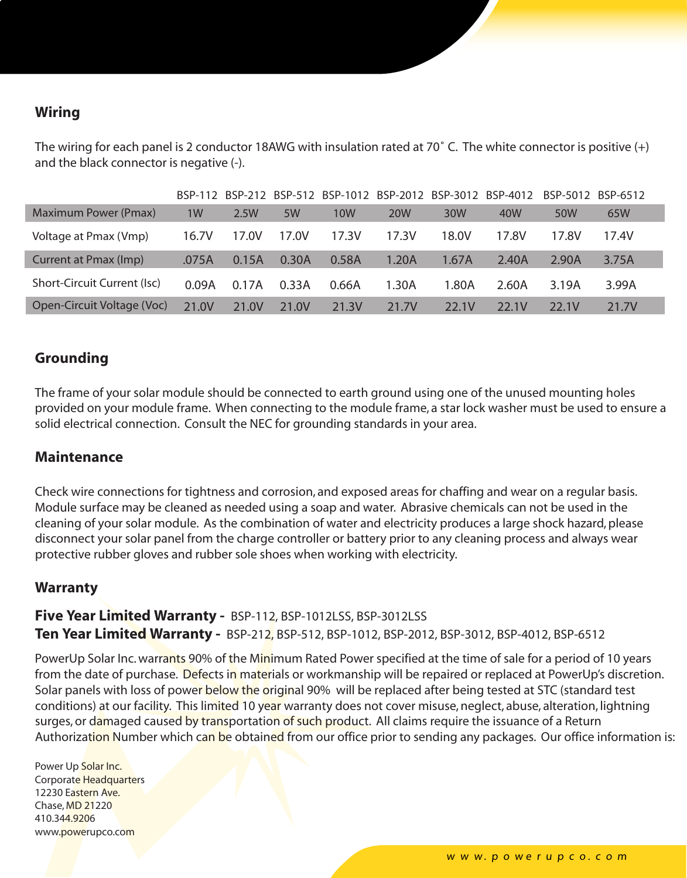## Wiring

The wiring for each panel is 2 conductor 18AWG with insulation rated at 70˚ C. The white connector is positive (+) and the black connector is negative (-).

| | BSP-112 | BSP-212 | BSP-512 | BSP-1012 | BSP-2012 | BSP-3012 | BSP-4012 | BSP-5012 | BSP-6512 |
|---|---|---|---|---|---|---|---|---|---|
| Maximum Power (Pmax) | 1W | 2.5W | 5W | 10W | 20W | 30W | 40W | 50W | 65W |
| Voltage at Pmax (Vmp) | 16.7V | 17.0V | 17.0V | 17.3V | 17.3V | 18.0V | 17.8V | 17.8V | 17.4V |
| Current at Pmax (Imp) | .075A | 0.15A | 0.30A | 0.58A | 1.20A | 1.67A | 2.40A | 2.90A | 3.75A |
| Short-Circuit Current (Isc) | 0.09A | 0.17A | 0.33A | 0.66A | 1.30A | 1.80A | 2.60A | 3.19A | 3.99A |
| Open-Circuit Voltage (Voc) | 21.0V | 21.0V | 21.0V | 21.3V | 21.7V | 22.1V | 22.1V | 22.1V | 21.7V |

## Grounding

The frame of your solar module should be connected to earth ground using one of the unused mounting holes provided on your module frame. When connecting to the module frame, a star lock washer must be used to ensure a solid electrical connection. Consult the NEC for grounding standards in your area.

## Maintenance

Check wire connections for tightness and corrosion, and exposed areas for chaffing and wear on a regular basis. Module surface may be cleaned as needed using a soap and water. Abrasive chemicals can not be used in the cleaning of your solar module. As the combination of water and electricity produces a large shock hazard, please disconnect your solar panel from the charge controller or battery prior to any cleaning process and always wear protective rubber gloves and rubber sole shoes when working with electricity.

## Warranty

**Five Year Limited Warranty -** BSP-112, BSP-1012LSS, BSP-3012LSS
**Ten Year Limited Warranty -** BSP-212, BSP-512, BSP-1012, BSP-2012, BSP-3012, BSP-4012, BSP-6512

PowerUp Solar Inc. warrants 90% of the Minimum Rated Power specified at the time of sale for a period of 10 years from the date of purchase. Defects in materials or workmanship will be repaired or replaced at PowerUp's discretion. Solar panels with loss of power below the original 90% will be replaced after being tested at STC (standard test conditions) at our facility. This limited 10 year warranty does not cover misuse, neglect, abuse, alteration, lightning surges, or damaged caused by transportation of such product. All claims require the issuance of a Return Authorization Number which can be obtained from our office prior to sending any packages. Our office information is:

Power Up Solar Inc.
Corporate Headquarters
12230 Eastern Ave.
Chase, MD 21220
410.344.9206
www.powerupco.com